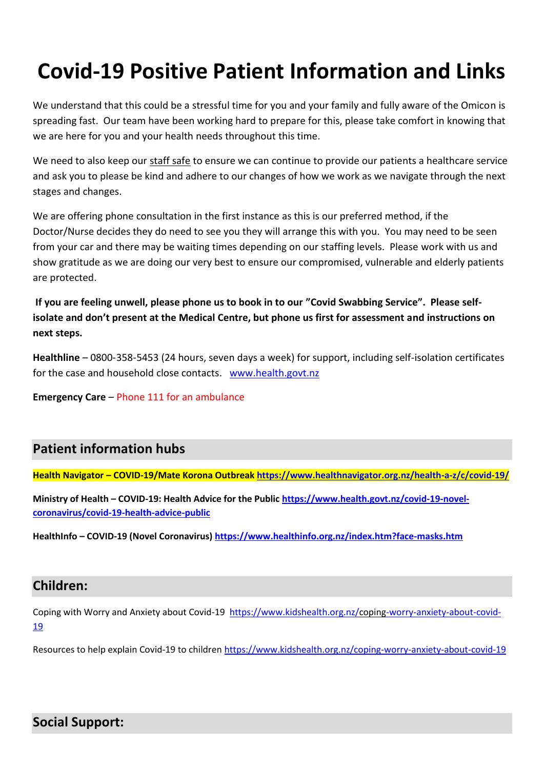# Covid-19 Positive Patient Information and Links

We understand that this could be a stressful time for you and your family and fully aware of the Omicon is spreading fast. Our team have been working hard to prepare for this, please take comfort in knowing that we are here for you and your health needs throughout this time.

We need to also keep our staff safe to ensure we can continue to provide our patients a healthcare service and ask you to please be kind and adhere to our changes of how we work as we navigate through the next stages and changes.

We are offering phone consultation in the first instance as this is our preferred method, if the Doctor/Nurse decides they do need to see you they will arrange this with you. You may need to be seen from your car and there may be waiting times depending on our staffing levels. Please work with us and show gratitude as we are doing our very best to ensure our compromised, vulnerable and elderly patients are protected.

**If you are feeling unwell, please phone us to book in to our "Covid Swabbing Service". Please self-isolate and don't present at the Medical Centre, but phone us first for assessment and instructions on next steps.**

**Healthline** – 0800-358-5453 (24 hours, seven days a week) for support, including self-isolation certificates for the case and household close contacts. www.health.govt.nz

**Emergency Care** – Phone 111 for an ambulance

## Patient information hubs

**Health Navigator – COVID-19/Mate Korona Outbreak https://www.healthnavigator.org.nz/health-a-z/c/covid-19/**

**Ministry of Health – COVID-19: Health Advice for the Public https://www.health.govt.nz/covid-19-novel-coronavirus/covid-19-health-advice-public**

**HealthInfo – COVID-19 (Novel Coronavirus) https://www.healthinfo.org.nz/index.htm?face-masks.htm**

## Children:

Coping with Worry and Anxiety about Covid-19 https://www.kidshealth.org.nz/coping-worry-anxiety-about-covid-19

Resources to help explain Covid-19 to children https://www.kidshealth.org.nz/coping-worry-anxiety-about-covid-19

## Social Support: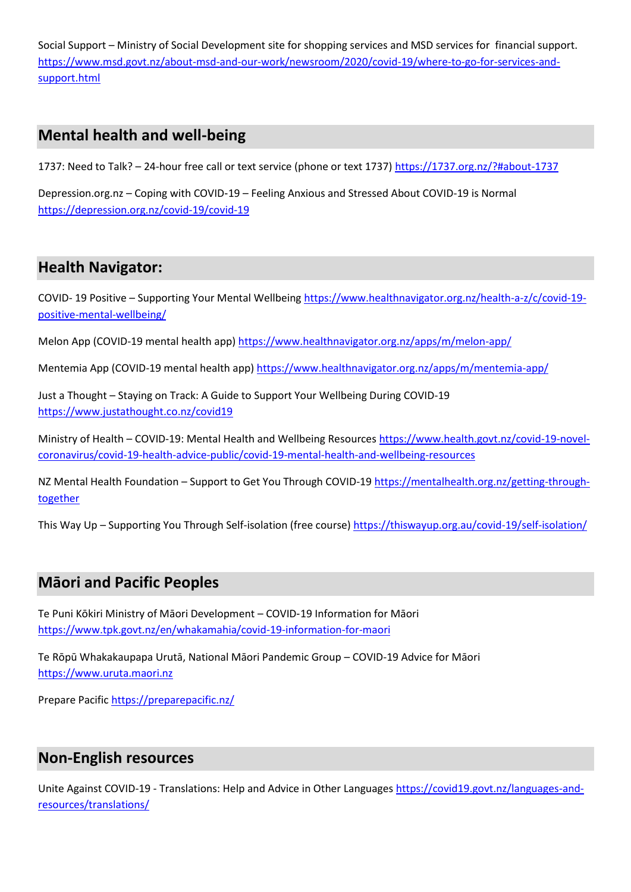Social Support – Ministry of Social Development site for shopping services and MSD services for financial support. https://www.msd.govt.nz/about-msd-and-our-work/newsroom/2020/covid-19/where-to-go-for-services-and-support.html

## Mental health and well-being

1737: Need to Talk? – 24-hour free call or text service (phone or text 1737) https://1737.org.nz/?#about-1737

Depression.org.nz – Coping with COVID-19 – Feeling Anxious and Stressed About COVID-19 is Normal https://depression.org.nz/covid-19/covid-19

## Health Navigator:

COVID- 19 Positive – Supporting Your Mental Wellbeing https://www.healthnavigator.org.nz/health-a-z/c/covid-19-positive-mental-wellbeing/

Melon App (COVID-19 mental health app) https://www.healthnavigator.org.nz/apps/m/melon-app/

Mentemia App (COVID-19 mental health app) https://www.healthnavigator.org.nz/apps/m/mentemia-app/

Just a Thought – Staying on Track: A Guide to Support Your Wellbeing During COVID-19 https://www.justathought.co.nz/covid19

Ministry of Health – COVID-19: Mental Health and Wellbeing Resources https://www.health.govt.nz/covid-19-novel-coronavirus/covid-19-health-advice-public/covid-19-mental-health-and-wellbeing-resources

NZ Mental Health Foundation – Support to Get You Through COVID-19 https://mentalhealth.org.nz/getting-through-together

This Way Up – Supporting You Through Self-isolation (free course) https://thiswayup.org.au/covid-19/self-isolation/

## Māori and Pacific Peoples

Te Puni Kōkiri Ministry of Māori Development – COVID-19 Information for Māori https://www.tpk.govt.nz/en/whakamahia/covid-19-information-for-maori

Te Rōpū Whakakaupapa Urutā, National Māori Pandemic Group – COVID-19 Advice for Māori https://www.uruta.maori.nz

Prepare Pacific https://preparepacific.nz/

## Non-English resources

Unite Against COVID-19 - Translations: Help and Advice in Other Languages https://covid19.govt.nz/languages-and-resources/translations/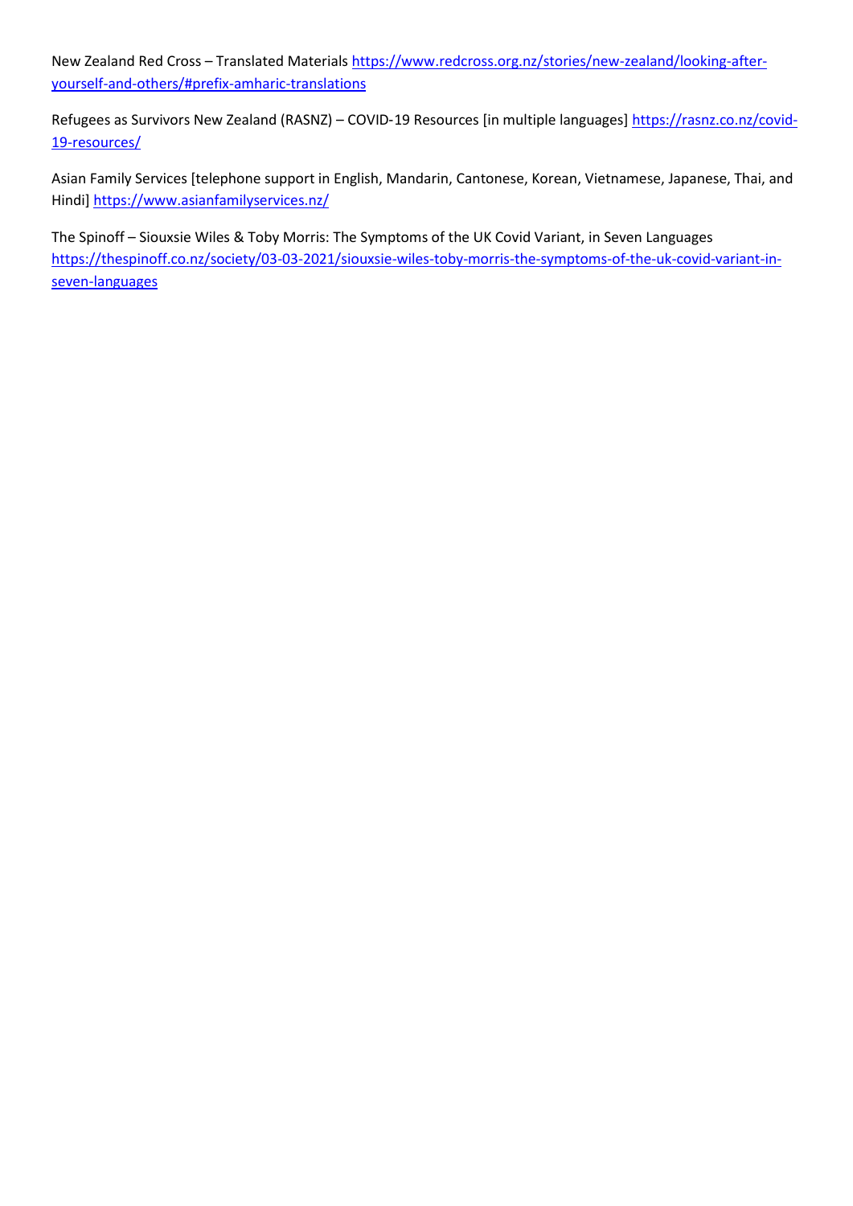New Zealand Red Cross – Translated Materials https://www.redcross.org.nz/stories/new-zealand/looking-after-yourself-and-others/#prefix-amharic-translations

Refugees as Survivors New Zealand (RASNZ) – COVID-19 Resources [in multiple languages] https://rasnz.co.nz/covid-19-resources/

Asian Family Services [telephone support in English, Mandarin, Cantonese, Korean, Vietnamese, Japanese, Thai, and Hindi] https://www.asianfamilyservices.nz/

The Spinoff – Siouxsie Wiles & Toby Morris: The Symptoms of the UK Covid Variant, in Seven Languages https://thespinoff.co.nz/society/03-03-2021/siouxsie-wiles-toby-morris-the-symptoms-of-the-uk-covid-variant-in-seven-languages